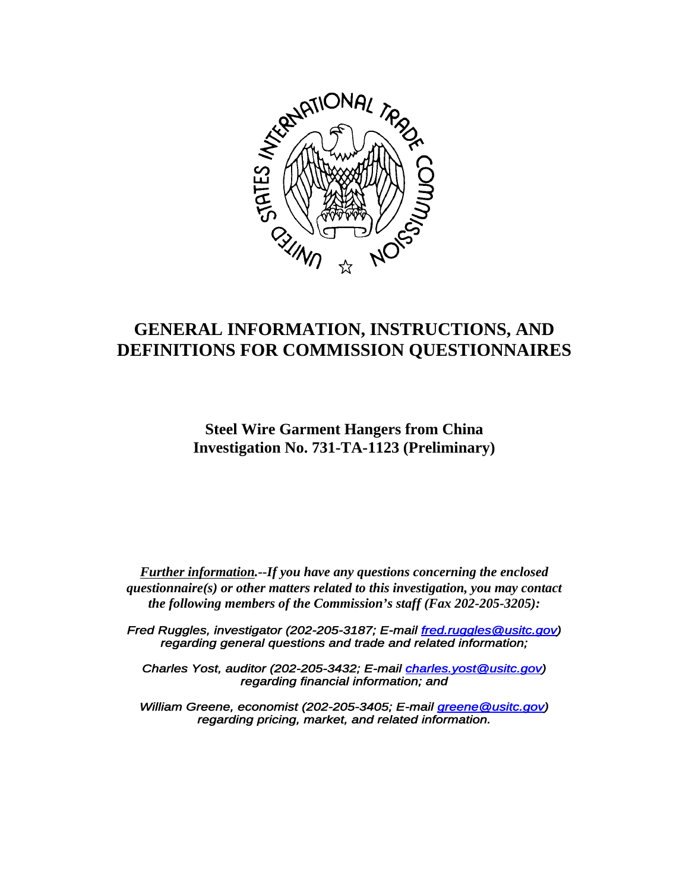# GENERAL INFORMATION, INSTRUCTIONS, AND DEFINITIONS FOR COMMISSION QUESTIONNAIRES

## Steel Wire Garment Hangers from China
## Investigation No. 731-TA-1123 (Preliminary)

***Further information.*--*If you have any questions concerning the enclosed questionnaire(s) or other matters related to this investigation, you may contact the following members of the Commission's staff (Fax 202-205-3205):***

*Fred Ruggles, investigator (202-205-3187; E-mail fred.ruggles@usitc.gov) regarding general questions and trade and related information;*

*Charles Yost, auditor (202-205-3432; E-mail charles.yost@usitc.gov) regarding financial information; and*

*William Greene, economist (202-205-3405; E-mail greene@usitc.gov) regarding pricing, market, and related information.*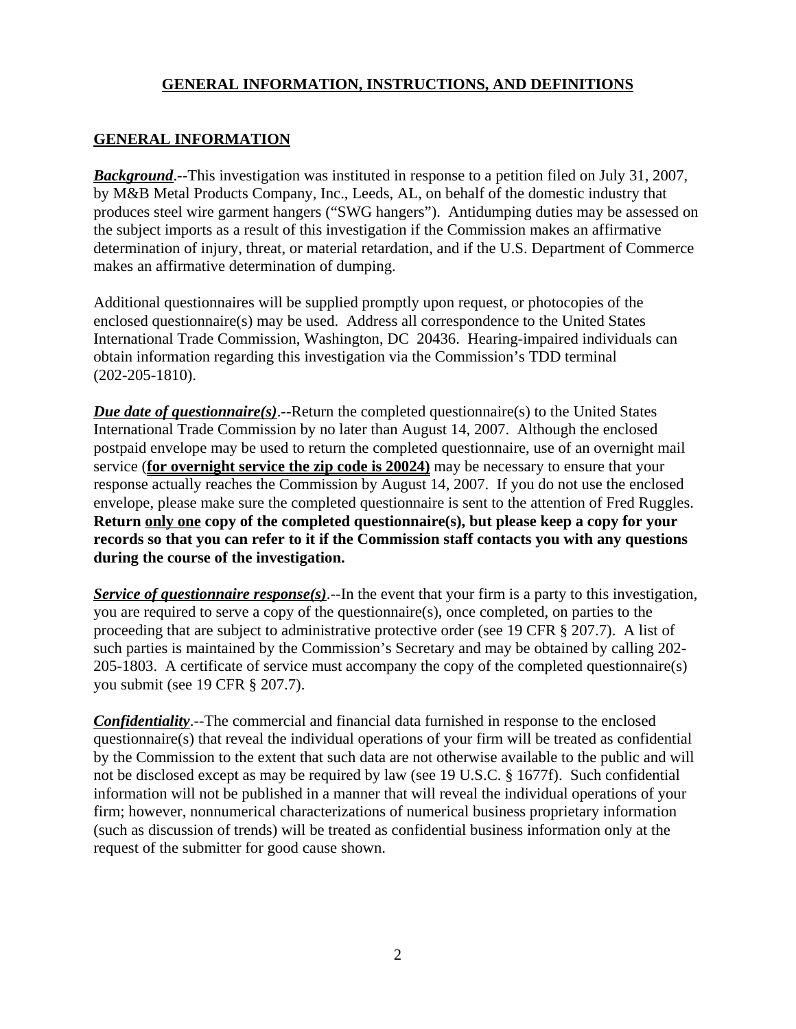# GENERAL INFORMATION, INSTRUCTIONS, AND DEFINITIONS

## GENERAL INFORMATION

***Background***.--This investigation was instituted in response to a petition filed on July 31, 2007, by M&B Metal Products Company, Inc., Leeds, AL, on behalf of the domestic industry that produces steel wire garment hangers ("SWG hangers"). Antidumping duties may be assessed on the subject imports as a result of this investigation if the Commission makes an affirmative determination of injury, threat, or material retardation, and if the U.S. Department of Commerce makes an affirmative determination of dumping.

Additional questionnaires will be supplied promptly upon request, or photocopies of the enclosed questionnaire(s) may be used. Address all correspondence to the United States International Trade Commission, Washington, DC 20436. Hearing-impaired individuals can obtain information regarding this investigation via the Commission's TDD terminal (202-205-1810).

***Due date of questionnaire(s)***.--Return the completed questionnaire(s) to the United States International Trade Commission by no later than August 14, 2007. Although the enclosed postpaid envelope may be used to return the completed questionnaire, use of an overnight mail service (**for overnight service the zip code is 20024)** may be necessary to ensure that your response actually reaches the Commission by August 14, 2007. If you do not use the enclosed envelope, please make sure the completed questionnaire is sent to the attention of Fred Ruggles. **Return only one copy of the completed questionnaire(s), but please keep a copy for your records so that you can refer to it if the Commission staff contacts you with any questions during the course of the investigation.**

***Service of questionnaire response(s)***.--In the event that your firm is a party to this investigation, you are required to serve a copy of the questionnaire(s), once completed, on parties to the proceeding that are subject to administrative protective order (see 19 CFR § 207.7). A list of such parties is maintained by the Commission's Secretary and may be obtained by calling 202-205-1803. A certificate of service must accompany the copy of the completed questionnaire(s) you submit (see 19 CFR § 207.7).

***Confidentiality***.--The commercial and financial data furnished in response to the enclosed questionnaire(s) that reveal the individual operations of your firm will be treated as confidential by the Commission to the extent that such data are not otherwise available to the public and will not be disclosed except as may be required by law (see 19 U.S.C. § 1677f). Such confidential information will not be published in a manner that will reveal the individual operations of your firm; however, nonnumerical characterizations of numerical business proprietary information (such as discussion of trends) will be treated as confidential business information only at the request of the submitter for good cause shown.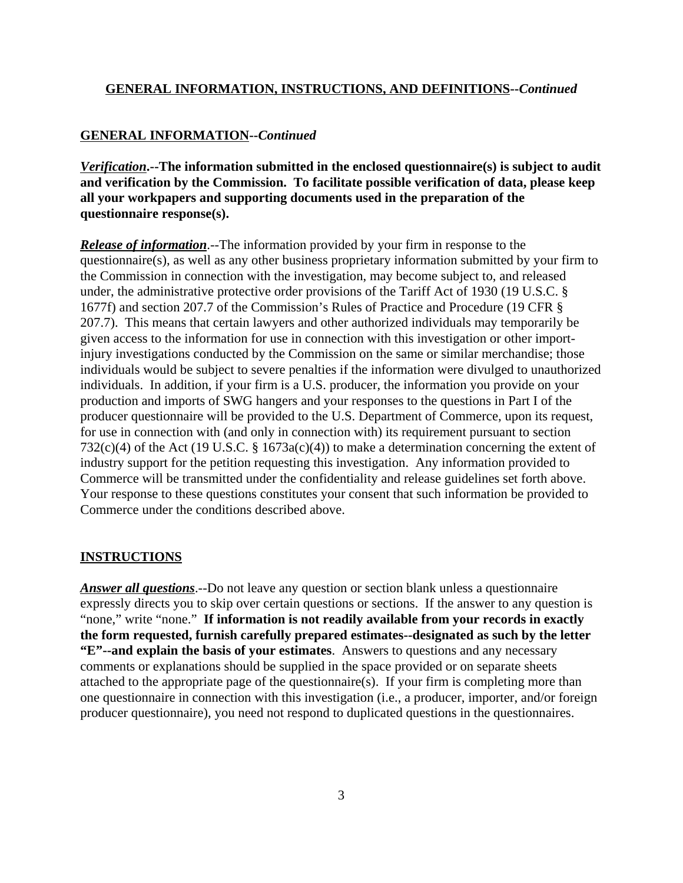## **GENERAL INFORMATION, INSTRUCTIONS, AND DEFINITIONS**--*Continued*

### **GENERAL INFORMATION**--*Continued*

***Verification*.--The information submitted in the enclosed questionnaire(s) is subject to audit and verification by the Commission. To facilitate possible verification of data, please keep all your workpapers and supporting documents used in the preparation of the questionnaire response(s).**

***Release of information***.--The information provided by your firm in response to the questionnaire(s), as well as any other business proprietary information submitted by your firm to the Commission in connection with the investigation, may become subject to, and released under, the administrative protective order provisions of the Tariff Act of 1930 (19 U.S.C. § 1677f) and section 207.7 of the Commission's Rules of Practice and Procedure (19 CFR § 207.7). This means that certain lawyers and other authorized individuals may temporarily be given access to the information for use in connection with this investigation or other import-injury investigations conducted by the Commission on the same or similar merchandise; those individuals would be subject to severe penalties if the information were divulged to unauthorized individuals. In addition, if your firm is a U.S. producer, the information you provide on your production and imports of SWG hangers and your responses to the questions in Part I of the producer questionnaire will be provided to the U.S. Department of Commerce, upon its request, for use in connection with (and only in connection with) its requirement pursuant to section 732(c)(4) of the Act (19 U.S.C. § 1673a(c)(4)) to make a determination concerning the extent of industry support for the petition requesting this investigation. Any information provided to Commerce will be transmitted under the confidentiality and release guidelines set forth above. Your response to these questions constitutes your consent that such information be provided to Commerce under the conditions described above.

### **INSTRUCTIONS**

***Answer all questions***.--Do not leave any question or section blank unless a questionnaire expressly directs you to skip over certain questions or sections. If the answer to any question is "none," write "none." **If information is not readily available from your records in exactly the form requested, furnish carefully prepared estimates--designated as such by the letter "E"--and explain the basis of your estimates**. Answers to questions and any necessary comments or explanations should be supplied in the space provided or on separate sheets attached to the appropriate page of the questionnaire(s). If your firm is completing more than one questionnaire in connection with this investigation (i.e., a producer, importer, and/or foreign producer questionnaire), you need not respond to duplicated questions in the questionnaires.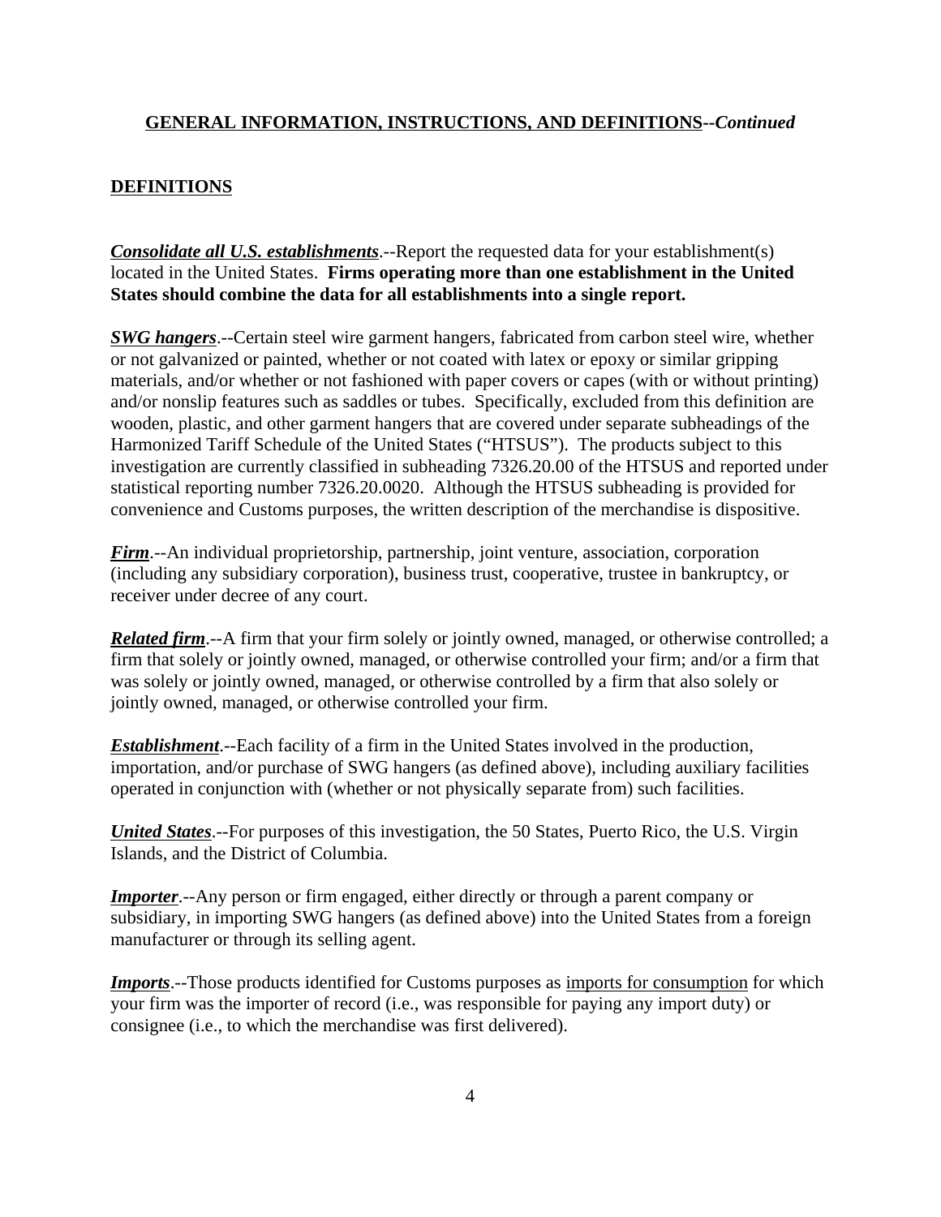## **GENERAL INFORMATION, INSTRUCTIONS, AND DEFINITIONS**--*Continued*

## **DEFINITIONS**

***Consolidate all U.S. establishments***.--Report the requested data for your establishment(s) located in the United States. **Firms operating more than one establishment in the United States should combine the data for all establishments into a single report.**

***SWG hangers***.--Certain steel wire garment hangers, fabricated from carbon steel wire, whether or not galvanized or painted, whether or not coated with latex or epoxy or similar gripping materials, and/or whether or not fashioned with paper covers or capes (with or without printing) and/or nonslip features such as saddles or tubes. Specifically, excluded from this definition are wooden, plastic, and other garment hangers that are covered under separate subheadings of the Harmonized Tariff Schedule of the United States ("HTSUS"). The products subject to this investigation are currently classified in subheading 7326.20.00 of the HTSUS and reported under statistical reporting number 7326.20.0020. Although the HTSUS subheading is provided for convenience and Customs purposes, the written description of the merchandise is dispositive.

***Firm***.--An individual proprietorship, partnership, joint venture, association, corporation (including any subsidiary corporation), business trust, cooperative, trustee in bankruptcy, or receiver under decree of any court.

***Related firm***.--A firm that your firm solely or jointly owned, managed, or otherwise controlled; a firm that solely or jointly owned, managed, or otherwise controlled your firm; and/or a firm that was solely or jointly owned, managed, or otherwise controlled by a firm that also solely or jointly owned, managed, or otherwise controlled your firm.

***Establishment***.--Each facility of a firm in the United States involved in the production, importation, and/or purchase of SWG hangers (as defined above), including auxiliary facilities operated in conjunction with (whether or not physically separate from) such facilities.

***United States***.--For purposes of this investigation, the 50 States, Puerto Rico, the U.S. Virgin Islands, and the District of Columbia.

***Importer***.--Any person or firm engaged, either directly or through a parent company or subsidiary, in importing SWG hangers (as defined above) into the United States from a foreign manufacturer or through its selling agent.

***Imports***.--Those products identified for Customs purposes as imports for consumption for which your firm was the importer of record (i.e., was responsible for paying any import duty) or consignee (i.e., to which the merchandise was first delivered).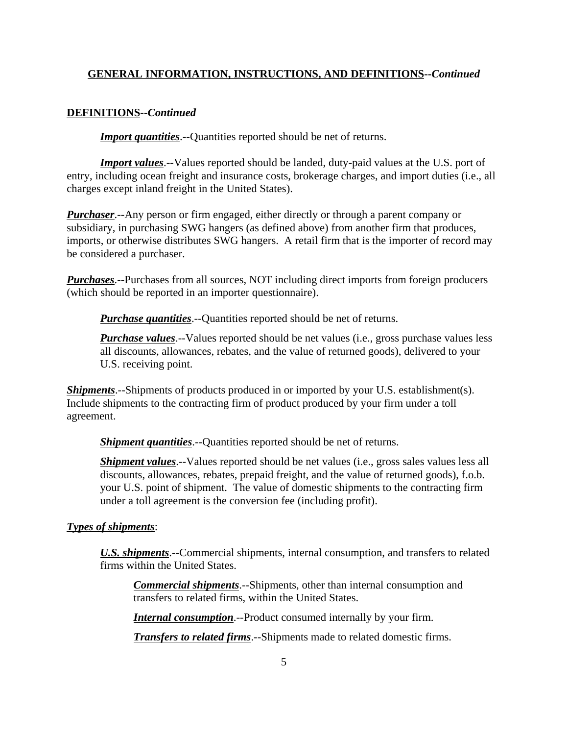## **GENERAL INFORMATION, INSTRUCTIONS, AND DEFINITIONS--*Continued***

### **DEFINITIONS--*Continued***

***Import quantities***.--Quantities reported should be net of returns.

***Import values***.--Values reported should be landed, duty-paid values at the U.S. port of entry, including ocean freight and insurance costs, brokerage charges, and import duties (i.e., all charges except inland freight in the United States).

***Purchaser***.--Any person or firm engaged, either directly or through a parent company or subsidiary, in purchasing SWG hangers (as defined above) from another firm that produces, imports, or otherwise distributes SWG hangers. A retail firm that is the importer of record may be considered a purchaser.

***Purchases***.--Purchases from all sources, NOT including direct imports from foreign producers (which should be reported in an importer questionnaire).

> ***Purchase quantities***.--Quantities reported should be net of returns.
>
> ***Purchase values***.--Values reported should be net values (i.e., gross purchase values less all discounts, allowances, rebates, and the value of returned goods), delivered to your U.S. receiving point.

***Shipments***.--Shipments of products produced in or imported by your U.S. establishment(s). Include shipments to the contracting firm of product produced by your firm under a toll agreement.

> ***Shipment quantities***.--Quantities reported should be net of returns.
>
> ***Shipment values***.--Values reported should be net values (i.e., gross sales values less all discounts, allowances, rebates, prepaid freight, and the value of returned goods), f.o.b. your U.S. point of shipment. The value of domestic shipments to the contracting firm under a toll agreement is the conversion fee (including profit).

***Types of shipments***:

> ***U.S. shipments***.--Commercial shipments, internal consumption, and transfers to related firms within the United States.
>
> > ***Commercial shipments***.--Shipments, other than internal consumption and transfers to related firms, within the United States.
> >
> > ***Internal consumption***.--Product consumed internally by your firm.
> >
> > ***Transfers to related firms***.--Shipments made to related domestic firms.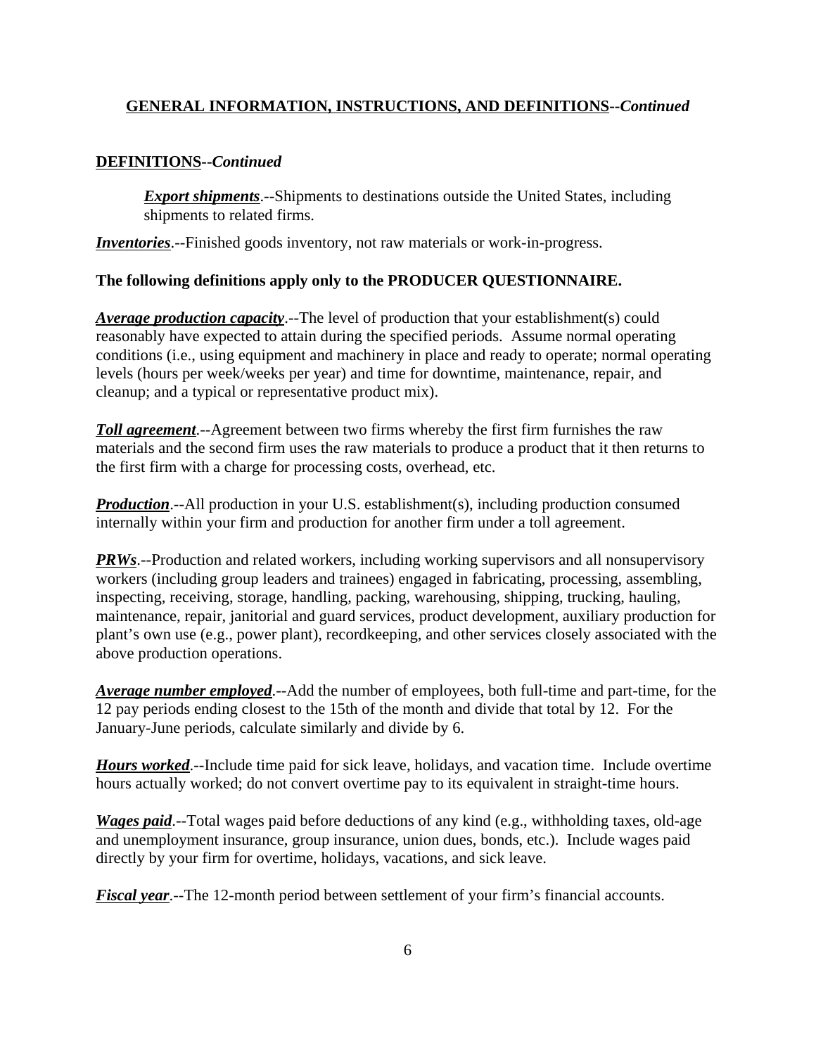## GENERAL INFORMATION, INSTRUCTIONS, AND DEFINITIONS--*Continued*

### DEFINITIONS--*Continued*

***Export shipments***.--Shipments to destinations outside the United States, including shipments to related firms.

***Inventories***.--Finished goods inventory, not raw materials or work-in-progress.

**The following definitions apply only to the PRODUCER QUESTIONNAIRE.**

***Average production capacity***.--The level of production that your establishment(s) could reasonably have expected to attain during the specified periods. Assume normal operating conditions (i.e., using equipment and machinery in place and ready to operate; normal operating levels (hours per week/weeks per year) and time for downtime, maintenance, repair, and cleanup; and a typical or representative product mix).

***Toll agreement***.--Agreement between two firms whereby the first firm furnishes the raw materials and the second firm uses the raw materials to produce a product that it then returns to the first firm with a charge for processing costs, overhead, etc.

***Production***.--All production in your U.S. establishment(s), including production consumed internally within your firm and production for another firm under a toll agreement.

***PRWs***.--Production and related workers, including working supervisors and all nonsupervisory workers (including group leaders and trainees) engaged in fabricating, processing, assembling, inspecting, receiving, storage, handling, packing, warehousing, shipping, trucking, hauling, maintenance, repair, janitorial and guard services, product development, auxiliary production for plant's own use (e.g., power plant), recordkeeping, and other services closely associated with the above production operations.

***Average number employed***.--Add the number of employees, both full-time and part-time, for the 12 pay periods ending closest to the 15th of the month and divide that total by 12. For the January-June periods, calculate similarly and divide by 6.

***Hours worked***.--Include time paid for sick leave, holidays, and vacation time. Include overtime hours actually worked; do not convert overtime pay to its equivalent in straight-time hours.

***Wages paid***.--Total wages paid before deductions of any kind (e.g., withholding taxes, old-age and unemployment insurance, group insurance, union dues, bonds, etc.). Include wages paid directly by your firm for overtime, holidays, vacations, and sick leave.

***Fiscal year***.--The 12-month period between settlement of your firm's financial accounts.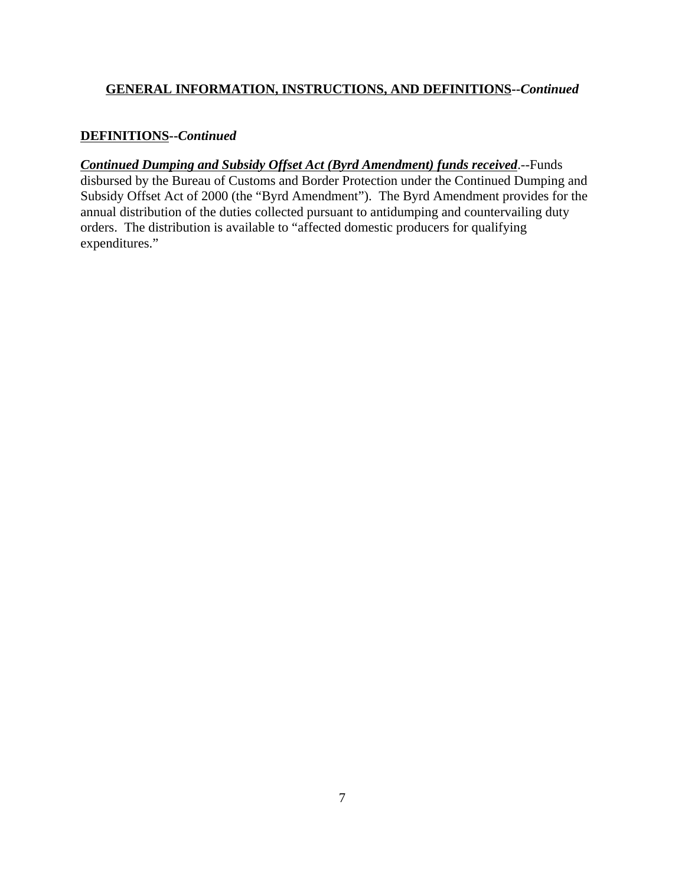## **GENERAL INFORMATION, INSTRUCTIONS, AND DEFINITIONS**--*Continued*

### **DEFINITIONS**--*Continued*

***Continued Dumping and Subsidy Offset Act (Byrd Amendment) funds received***.--Funds disbursed by the Bureau of Customs and Border Protection under the Continued Dumping and Subsidy Offset Act of 2000 (the "Byrd Amendment"). The Byrd Amendment provides for the annual distribution of the duties collected pursuant to antidumping and countervailing duty orders. The distribution is available to "affected domestic producers for qualifying expenditures."